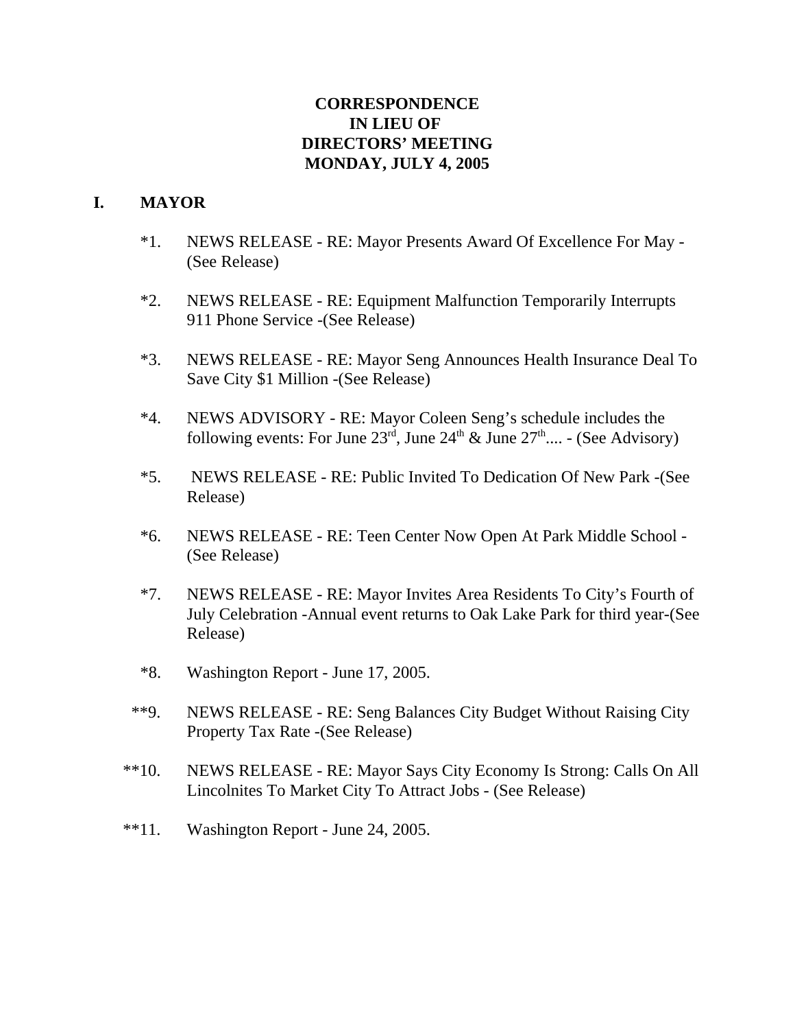# CORRESPONDENCE
# IN LIEU OF
# DIRECTORS' MEETING
# MONDAY, JULY 4, 2005

## I. MAYOR

*1. NEWS RELEASE - RE: Mayor Presents Award Of Excellence For May - (See Release)

*2. NEWS RELEASE - RE: Equipment Malfunction Temporarily Interrupts 911 Phone Service -(See Release)

*3. NEWS RELEASE - RE: Mayor Seng Announces Health Insurance Deal To Save City $1 Million -(See Release)

*4. NEWS ADVISORY - RE: Mayor Coleen Seng's schedule includes the following events: For June 23rd, June 24th & June 27th.... - (See Advisory)

*5. NEWS RELEASE - RE: Public Invited To Dedication Of New Park -(See Release)

*6. NEWS RELEASE - RE: Teen Center Now Open At Park Middle School - (See Release)

*7. NEWS RELEASE - RE: Mayor Invites Area Residents To City's Fourth of July Celebration -Annual event returns to Oak Lake Park for third year-(See Release)

*8. Washington Report - June 17, 2005.

**9. NEWS RELEASE - RE: Seng Balances City Budget Without Raising City Property Tax Rate -(See Release)

**10. NEWS RELEASE - RE: Mayor Says City Economy Is Strong: Calls On All Lincolnites To Market City To Attract Jobs - (See Release)

**11. Washington Report - June 24, 2005.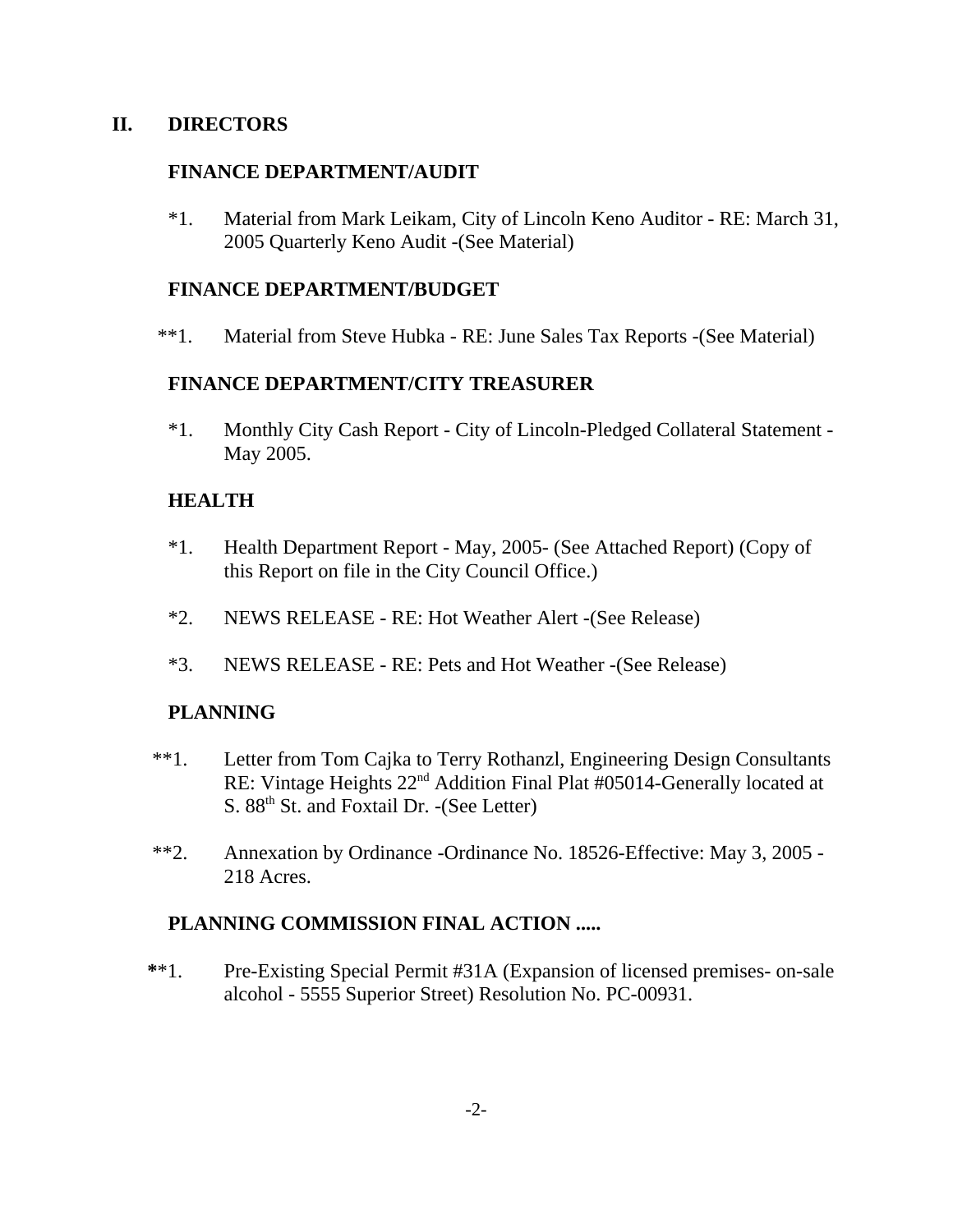## II. DIRECTORS

### FINANCE DEPARTMENT/AUDIT

*1. Material from Mark Leikam, City of Lincoln Keno Auditor - RE: March 31, 2005 Quarterly Keno Audit -(See Material)

### FINANCE DEPARTMENT/BUDGET

**1. Material from Steve Hubka - RE: June Sales Tax Reports -(See Material)

### FINANCE DEPARTMENT/CITY TREASURER

*1. Monthly City Cash Report - City of Lincoln-Pledged Collateral Statement - May 2005.

### HEALTH

*1. Health Department Report - May, 2005- (See Attached Report) (Copy of this Report on file in the City Council Office.)

*2. NEWS RELEASE - RE: Hot Weather Alert -(See Release)

*3. NEWS RELEASE - RE: Pets and Hot Weather -(See Release)

### PLANNING

**1. Letter from Tom Cajka to Terry Rothanzl, Engineering Design Consultants RE: Vintage Heights 22nd Addition Final Plat #05014-Generally located at S. 88th St. and Foxtail Dr. -(See Letter)

**2. Annexation by Ordinance -Ordinance No. 18526-Effective: May 3, 2005 - 218 Acres.

### PLANNING COMMISSION FINAL ACTION .....

**1. Pre-Existing Special Permit #31A (Expansion of licensed premises- on-sale alcohol - 5555 Superior Street) Resolution No. PC-00931.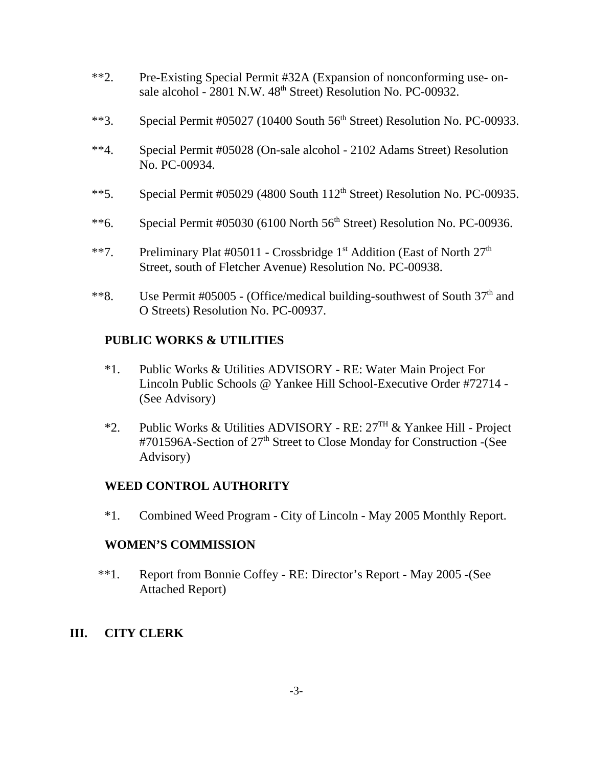**2. Pre-Existing Special Permit #32A (Expansion of nonconforming use- on-sale alcohol - 2801 N.W. 48th Street) Resolution No. PC-00932.

**3. Special Permit #05027 (10400 South 56th Street) Resolution No. PC-00933.

**4. Special Permit #05028 (On-sale alcohol - 2102 Adams Street) Resolution No. PC-00934.

**5. Special Permit #05029 (4800 South 112th Street) Resolution No. PC-00935.

**6. Special Permit #05030 (6100 North 56th Street) Resolution No. PC-00936.

**7. Preliminary Plat #05011 - Crossbridge 1st Addition (East of North 27th Street, south of Fletcher Avenue) Resolution No. PC-00938.

**8. Use Permit #05005 - (Office/medical building-southwest of South 37th and O Streets) Resolution No. PC-00937.

**PUBLIC WORKS & UTILITIES**

*1. Public Works & Utilities ADVISORY - RE: Water Main Project For Lincoln Public Schools @ Yankee Hill School-Executive Order #72714 - (See Advisory)

*2. Public Works & Utilities ADVISORY - RE: 27TH & Yankee Hill - Project #701596A-Section of 27th Street to Close Monday for Construction -(See Advisory)

**WEED CONTROL AUTHORITY**

*1. Combined Weed Program - City of Lincoln - May 2005 Monthly Report.

**WOMEN'S COMMISSION**

**1. Report from Bonnie Coffey - RE: Director's Report - May 2005 -(See Attached Report)

## III. CITY CLERK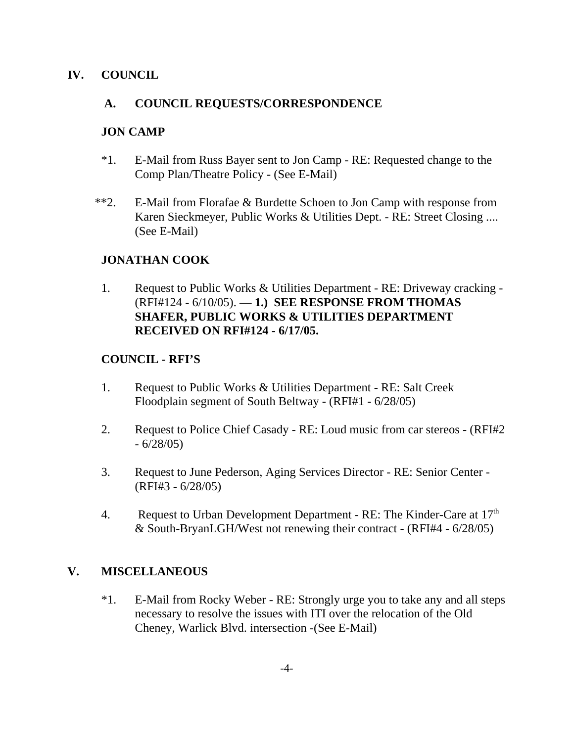## IV. COUNCIL

### A. COUNCIL REQUESTS/CORRESPONDENCE

**JON CAMP**

*1. E-Mail from Russ Bayer sent to Jon Camp - RE: Requested change to the Comp Plan/Theatre Policy - (See E-Mail)

**2. E-Mail from Florafae & Burdette Schoen to Jon Camp with response from Karen Sieckmeyer, Public Works & Utilities Dept. - RE: Street Closing .... (See E-Mail)

**JONATHAN COOK**

1. Request to Public Works & Utilities Department - RE: Driveway cracking - (RFI#124 - 6/10/05). — **1.) SEE RESPONSE FROM THOMAS SHAFER, PUBLIC WORKS & UTILITIES DEPARTMENT RECEIVED ON RFI#124 - 6/17/05.**

**COUNCIL - RFI'S**

1. Request to Public Works & Utilities Department - RE: Salt Creek Floodplain segment of South Beltway - (RFI#1 - 6/28/05)

2. Request to Police Chief Casady - RE: Loud music from car stereos - (RFI#2 - 6/28/05)

3. Request to June Pederson, Aging Services Director - RE: Senior Center - (RFI#3 - 6/28/05)

4. Request to Urban Development Department - RE: The Kinder-Care at 17th & South-BryanLGH/West not renewing their contract - (RFI#4 - 6/28/05)

## V. MISCELLANEOUS

*1. E-Mail from Rocky Weber - RE: Strongly urge you to take any and all steps necessary to resolve the issues with ITI over the relocation of the Old Cheney, Warlick Blvd. intersection -(See E-Mail)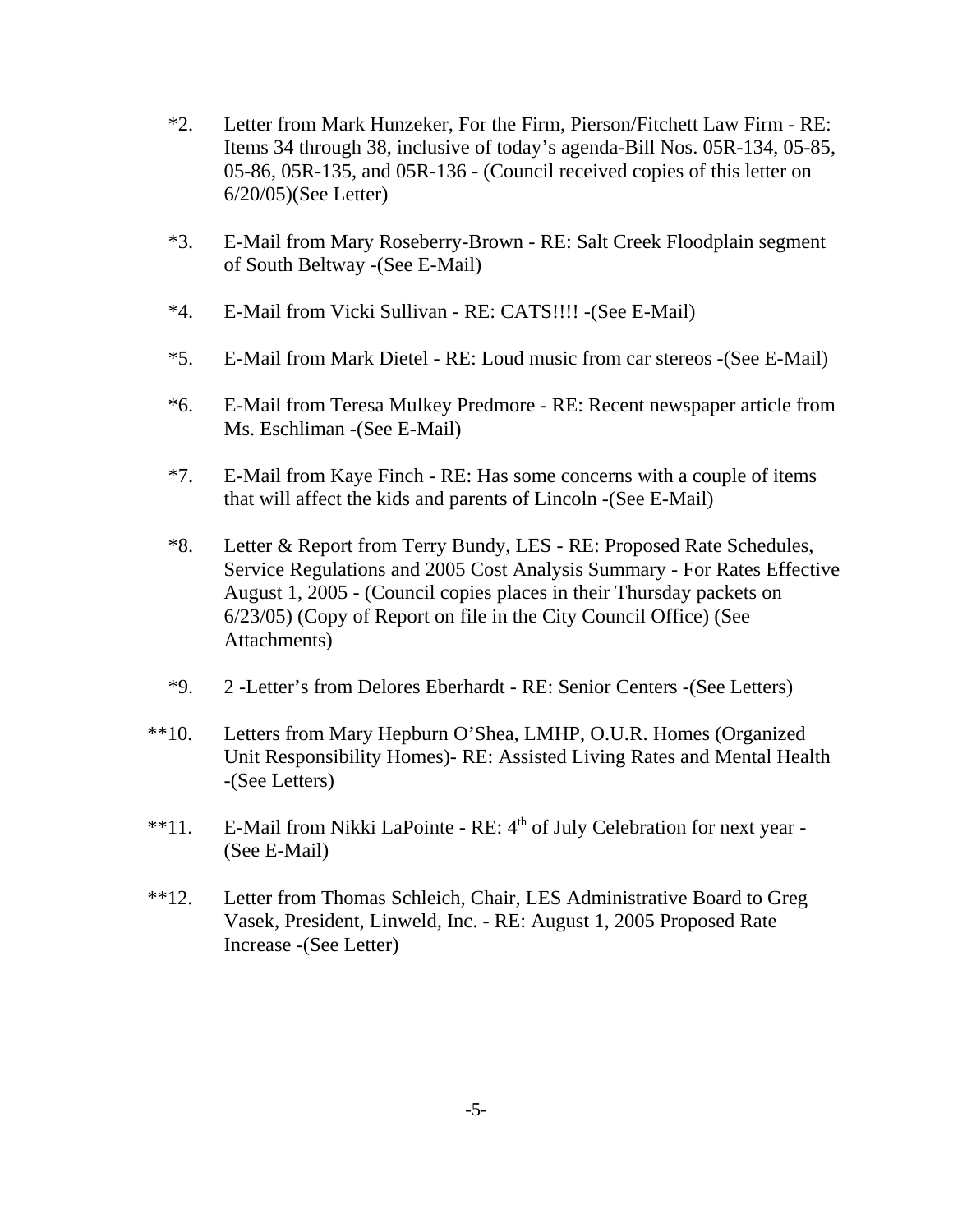*2. Letter from Mark Hunzeker, For the Firm, Pierson/Fitchett Law Firm - RE: Items 34 through 38, inclusive of today's agenda-Bill Nos. 05R-134, 05-85, 05-86, 05R-135, and 05R-136 - (Council received copies of this letter on 6/20/05)(See Letter)

*3. E-Mail from Mary Roseberry-Brown - RE: Salt Creek Floodplain segment of South Beltway -(See E-Mail)

*4. E-Mail from Vicki Sullivan - RE: CATS!!!! -(See E-Mail)

*5. E-Mail from Mark Dietel - RE: Loud music from car stereos -(See E-Mail)

*6. E-Mail from Teresa Mulkey Predmore - RE: Recent newspaper article from Ms. Eschliman -(See E-Mail)

*7. E-Mail from Kaye Finch - RE: Has some concerns with a couple of items that will affect the kids and parents of Lincoln -(See E-Mail)

*8. Letter & Report from Terry Bundy, LES - RE: Proposed Rate Schedules, Service Regulations and 2005 Cost Analysis Summary - For Rates Effective August 1, 2005 - (Council copies places in their Thursday packets on 6/23/05) (Copy of Report on file in the City Council Office) (See Attachments)

*9. 2 -Letter's from Delores Eberhardt - RE: Senior Centers -(See Letters)

**10. Letters from Mary Hepburn O'Shea, LMHP, O.U.R. Homes (Organized Unit Responsibility Homes)- RE: Assisted Living Rates and Mental Health -(See Letters)

**11. E-Mail from Nikki LaPointe - RE: 4th of July Celebration for next year - (See E-Mail)

**12. Letter from Thomas Schleich, Chair, LES Administrative Board to Greg Vasek, President, Linweld, Inc. - RE: August 1, 2005 Proposed Rate Increase -(See Letter)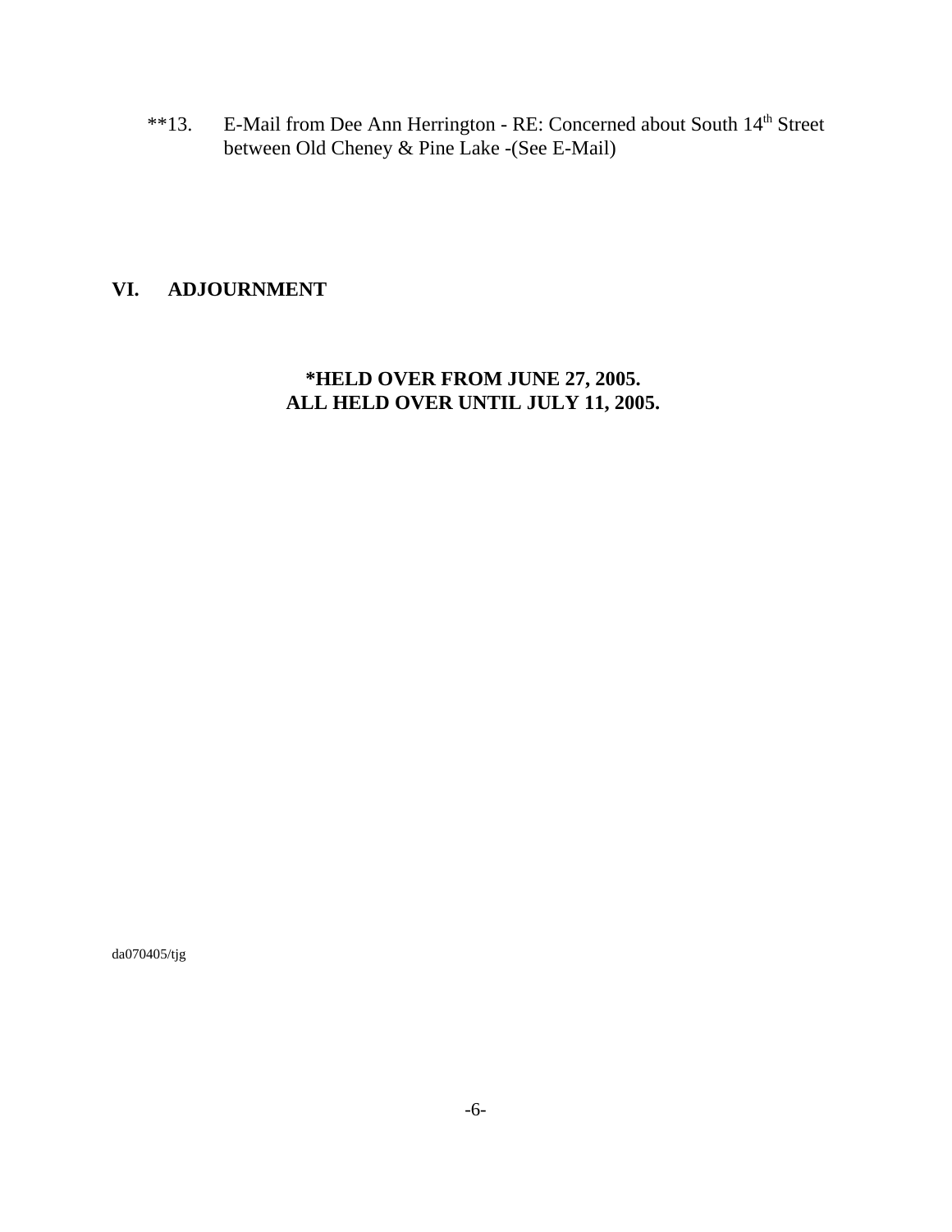**13. E-Mail from Dee Ann Herrington - RE: Concerned about South 14th Street between Old Cheney & Pine Lake -(See E-Mail)

## VI. ADJOURNMENT

**\*HELD OVER FROM JUNE 27, 2005.**
**ALL HELD OVER UNTIL JULY 11, 2005.**

da070405/tjg